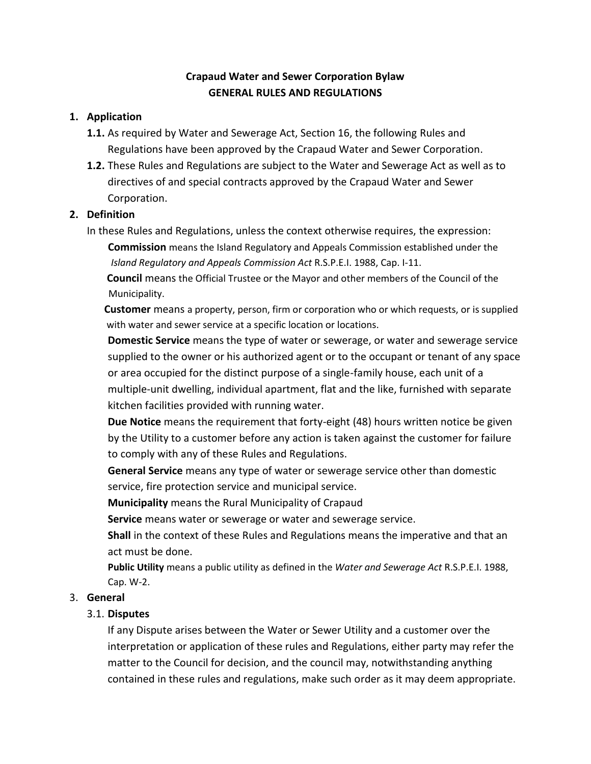# Crapaud Water and Sewer Corporation Bylaw
## GENERAL RULES AND REGULATIONS

1. **Application**
   - **1.1.** As required by Water and Sewerage Act, Section 16, the following Rules and Regulations have been approved by the Crapaud Water and Sewer Corporation.
   - **1.2.** These Rules and Regulations are subject to the Water and Sewerage Act as well as to directives of and special contracts approved by the Crapaud Water and Sewer Corporation.

2. **Definition**

   In these Rules and Regulations, unless the context otherwise requires, the expression:

   **Commission** means the Island Regulatory and Appeals Commission established under the *Island Regulatory and Appeals Commission Act* R.S.P.E.I. 1988, Cap. I-11.

   **Council** means the Official Trustee or the Mayor and other members of the Council of the Municipality.

   **Customer** means a property, person, firm or corporation who or which requests, or is supplied with water and sewer service at a specific location or locations.

   **Domestic Service** means the type of water or sewerage, or water and sewerage service supplied to the owner or his authorized agent or to the occupant or tenant of any space or area occupied for the distinct purpose of a single-family house, each unit of a multiple-unit dwelling, individual apartment, flat and the like, furnished with separate kitchen facilities provided with running water.

   **Due Notice** means the requirement that forty-eight (48) hours written notice be given by the Utility to a customer before any action is taken against the customer for failure to comply with any of these Rules and Regulations.

   **General Service** means any type of water or sewerage service other than domestic service, fire protection service and municipal service.

   **Municipality** means the Rural Municipality of Crapaud

   **Service** means water or sewerage or water and sewerage service.

   **Shall** in the context of these Rules and Regulations means the imperative and that an act must be done.

   **Public Utility** means a public utility as defined in the *Water and Sewerage Act* R.S.P.E.I. 1988, Cap. W-2.

3. **General**
   - 3.1. **Disputes**

     If any Dispute arises between the Water or Sewer Utility and a customer over the interpretation or application of these rules and Regulations, either party may refer the matter to the Council for decision, and the council may, notwithstanding anything contained in these rules and regulations, make such order as it may deem appropriate.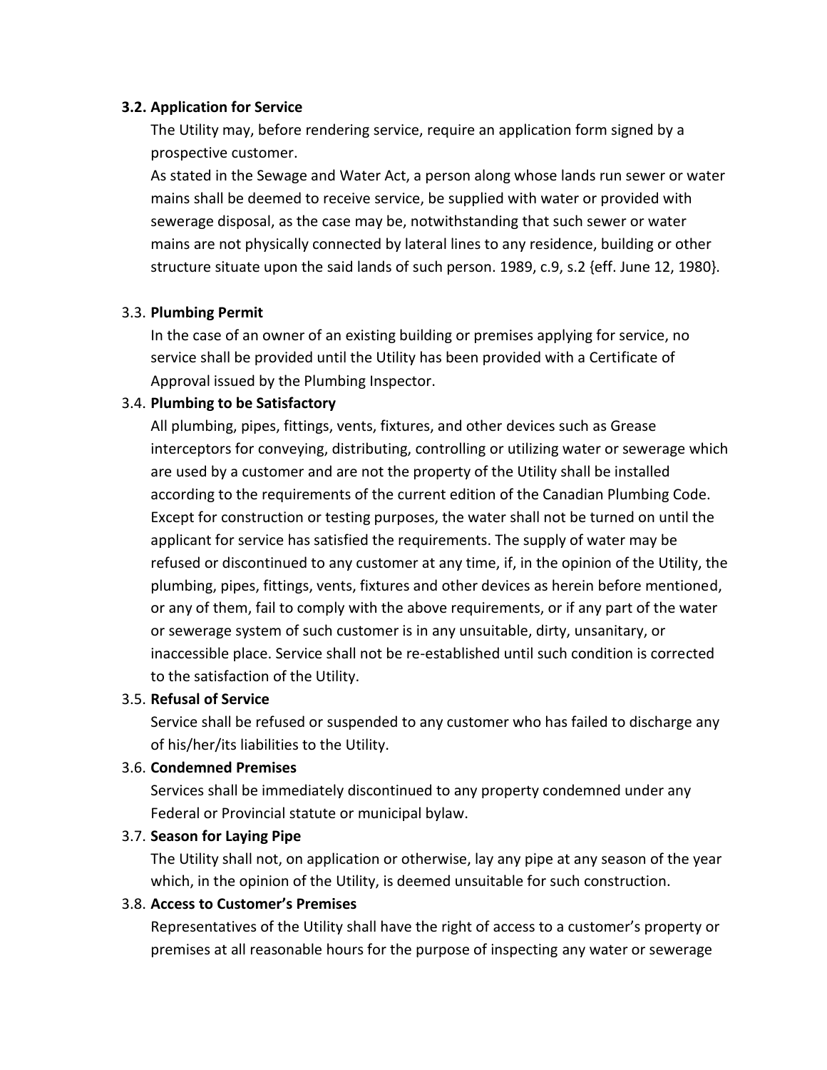**3.2. Application for Service**

The Utility may, before rendering service, require an application form signed by a prospective customer.

As stated in the Sewage and Water Act, a person along whose lands run sewer or water mains shall be deemed to receive service, be supplied with water or provided with sewerage disposal, as the case may be, notwithstanding that such sewer or water mains are not physically connected by lateral lines to any residence, building or other structure situate upon the said lands of such person. 1989, c.9, s.2 {eff. June 12, 1980}.

3.3. **Plumbing Permit**

In the case of an owner of an existing building or premises applying for service, no service shall be provided until the Utility has been provided with a Certificate of Approval issued by the Plumbing Inspector.

3.4. **Plumbing to be Satisfactory**

All plumbing, pipes, fittings, vents, fixtures, and other devices such as Grease interceptors for conveying, distributing, controlling or utilizing water or sewerage which are used by a customer and are not the property of the Utility shall be installed according to the requirements of the current edition of the Canadian Plumbing Code. Except for construction or testing purposes, the water shall not be turned on until the applicant for service has satisfied the requirements. The supply of water may be refused or discontinued to any customer at any time, if, in the opinion of the Utility, the plumbing, pipes, fittings, vents, fixtures and other devices as herein before mentioned, or any of them, fail to comply with the above requirements, or if any part of the water or sewerage system of such customer is in any unsuitable, dirty, unsanitary, or inaccessible place. Service shall not be re-established until such condition is corrected to the satisfaction of the Utility.

3.5. **Refusal of Service**

Service shall be refused or suspended to any customer who has failed to discharge any of his/her/its liabilities to the Utility.

3.6. **Condemned Premises**

Services shall be immediately discontinued to any property condemned under any Federal or Provincial statute or municipal bylaw.

3.7. **Season for Laying Pipe**

The Utility shall not, on application or otherwise, lay any pipe at any season of the year which, in the opinion of the Utility, is deemed unsuitable for such construction.

3.8. **Access to Customer's Premises**

Representatives of the Utility shall have the right of access to a customer's property or premises at all reasonable hours for the purpose of inspecting any water or sewerage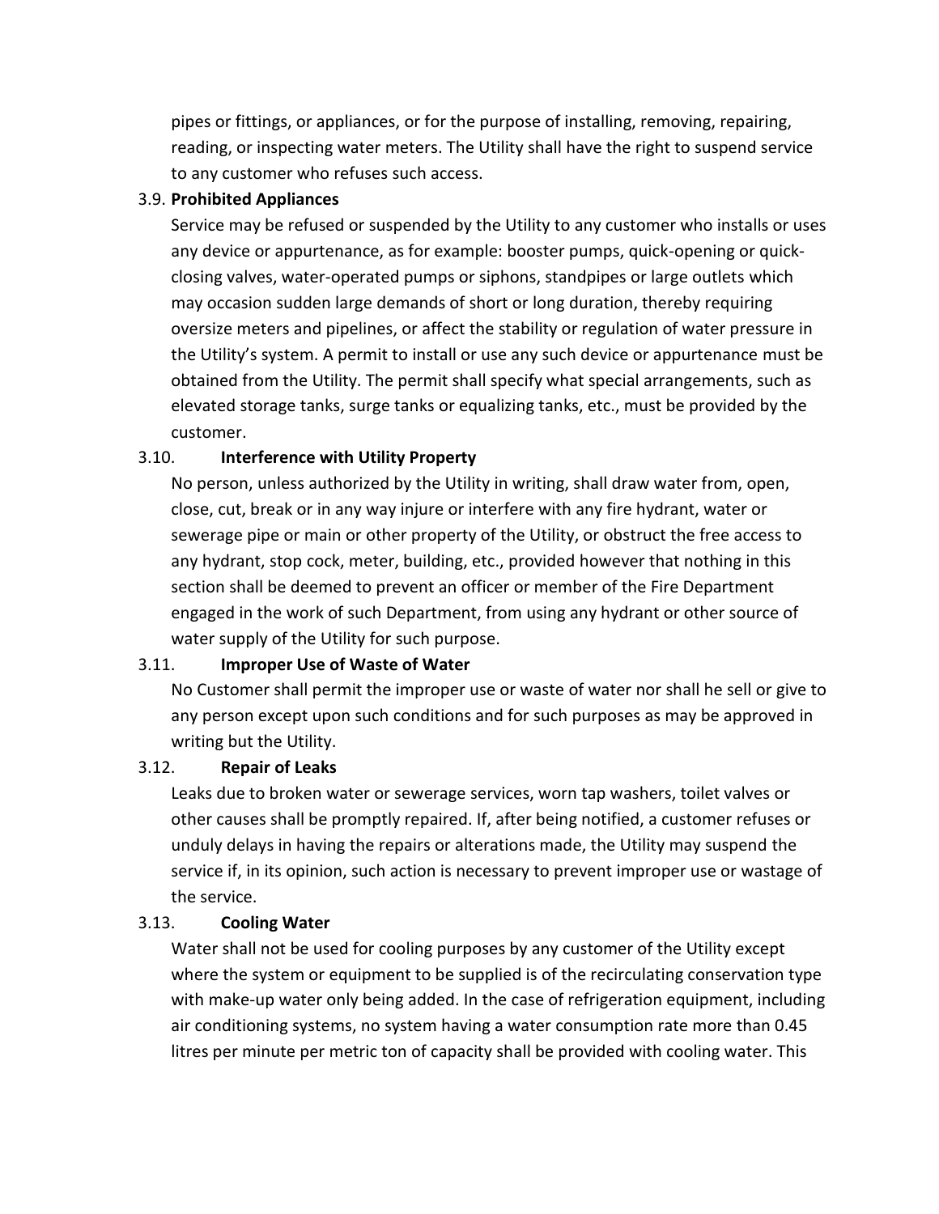pipes or fittings, or appliances, or for the purpose of installing, removing, repairing, reading, or inspecting water meters. The Utility shall have the right to suspend service to any customer who refuses such access.

3.9. **Prohibited Appliances**

Service may be refused or suspended by the Utility to any customer who installs or uses any device or appurtenance, as for example: booster pumps, quick-opening or quick-closing valves, water-operated pumps or siphons, standpipes or large outlets which may occasion sudden large demands of short or long duration, thereby requiring oversize meters and pipelines, or affect the stability or regulation of water pressure in the Utility's system. A permit to install or use any such device or appurtenance must be obtained from the Utility. The permit shall specify what special arrangements, such as elevated storage tanks, surge tanks or equalizing tanks, etc., must be provided by the customer.

3.10. **Interference with Utility Property**

No person, unless authorized by the Utility in writing, shall draw water from, open, close, cut, break or in any way injure or interfere with any fire hydrant, water or sewerage pipe or main or other property of the Utility, or obstruct the free access to any hydrant, stop cock, meter, building, etc., provided however that nothing in this section shall be deemed to prevent an officer or member of the Fire Department engaged in the work of such Department, from using any hydrant or other source of water supply of the Utility for such purpose.

3.11. **Improper Use of Waste of Water**

No Customer shall permit the improper use or waste of water nor shall he sell or give to any person except upon such conditions and for such purposes as may be approved in writing but the Utility.

3.12. **Repair of Leaks**

Leaks due to broken water or sewerage services, worn tap washers, toilet valves or other causes shall be promptly repaired. If, after being notified, a customer refuses or unduly delays in having the repairs or alterations made, the Utility may suspend the service if, in its opinion, such action is necessary to prevent improper use or wastage of the service.

3.13. **Cooling Water**

Water shall not be used for cooling purposes by any customer of the Utility except where the system or equipment to be supplied is of the recirculating conservation type with make-up water only being added. In the case of refrigeration equipment, including air conditioning systems, no system having a water consumption rate more than 0.45 litres per minute per metric ton of capacity shall be provided with cooling water. This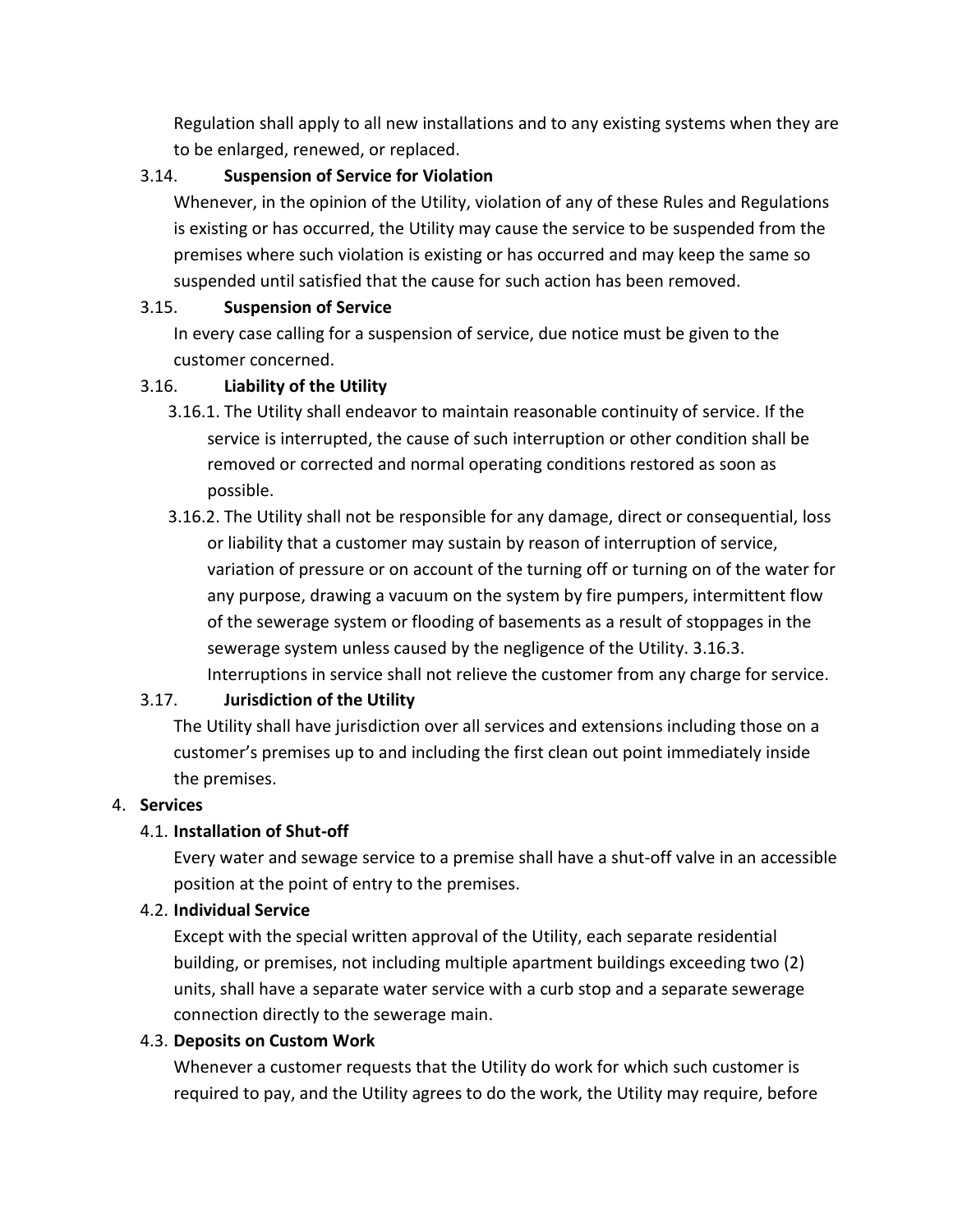Regulation shall apply to all new installations and to any existing systems when they are to be enlarged, renewed, or replaced.

### 3.14. Suspension of Service for Violation

Whenever, in the opinion of the Utility, violation of any of these Rules and Regulations is existing or has occurred, the Utility may cause the service to be suspended from the premises where such violation is existing or has occurred and may keep the same so suspended until satisfied that the cause for such action has been removed.

### 3.15. Suspension of Service

In every case calling for a suspension of service, due notice must be given to the customer concerned.

### 3.16. Liability of the Utility

3.16.1. The Utility shall endeavor to maintain reasonable continuity of service. If the service is interrupted, the cause of such interruption or other condition shall be removed or corrected and normal operating conditions restored as soon as possible.

3.16.2. The Utility shall not be responsible for any damage, direct or consequential, loss or liability that a customer may sustain by reason of interruption of service, variation of pressure or on account of the turning off or turning on of the water for any purpose, drawing a vacuum on the system by fire pumpers, intermittent flow of the sewerage system or flooding of basements as a result of stoppages in the sewerage system unless caused by the negligence of the Utility. 3.16.3. Interruptions in service shall not relieve the customer from any charge for service.

### 3.17. Jurisdiction of the Utility

The Utility shall have jurisdiction over all services and extensions including those on a customer's premises up to and including the first clean out point immediately inside the premises.

## 4. Services

### 4.1. Installation of Shut-off

Every water and sewage service to a premise shall have a shut-off valve in an accessible position at the point of entry to the premises.

### 4.2. Individual Service

Except with the special written approval of the Utility, each separate residential building, or premises, not including multiple apartment buildings exceeding two (2) units, shall have a separate water service with a curb stop and a separate sewerage connection directly to the sewerage main.

### 4.3. Deposits on Custom Work

Whenever a customer requests that the Utility do work for which such customer is required to pay, and the Utility agrees to do the work, the Utility may require, before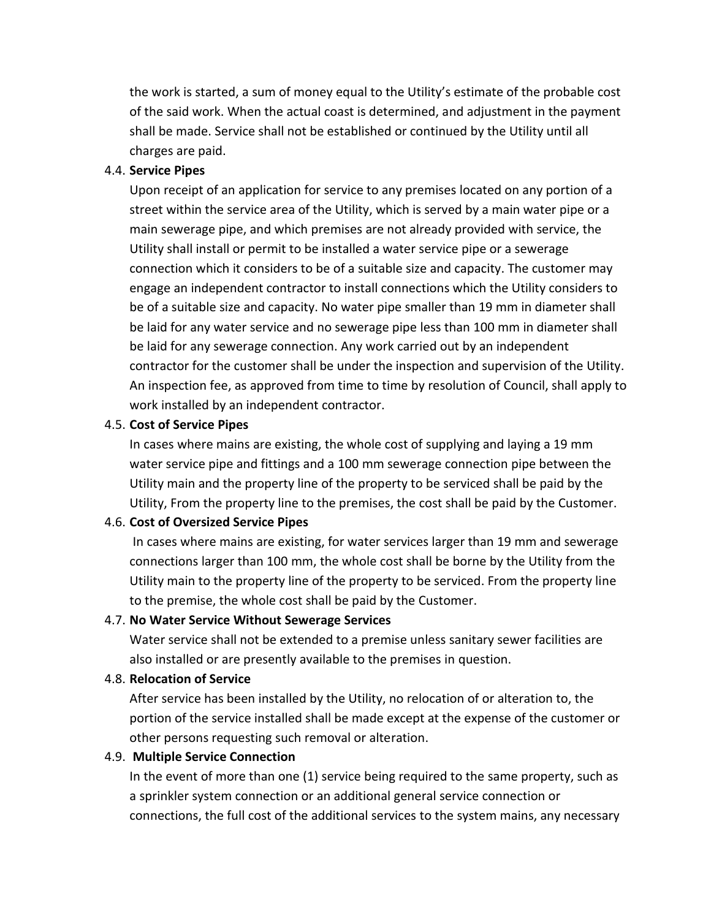the work is started, a sum of money equal to the Utility's estimate of the probable cost of the said work. When the actual coast is determined, and adjustment in the payment shall be made. Service shall not be established or continued by the Utility until all charges are paid.

4.4. **Service Pipes**

Upon receipt of an application for service to any premises located on any portion of a street within the service area of the Utility, which is served by a main water pipe or a main sewerage pipe, and which premises are not already provided with service, the Utility shall install or permit to be installed a water service pipe or a sewerage connection which it considers to be of a suitable size and capacity. The customer may engage an independent contractor to install connections which the Utility considers to be of a suitable size and capacity. No water pipe smaller than 19 mm in diameter shall be laid for any water service and no sewerage pipe less than 100 mm in diameter shall be laid for any sewerage connection. Any work carried out by an independent contractor for the customer shall be under the inspection and supervision of the Utility. An inspection fee, as approved from time to time by resolution of Council, shall apply to work installed by an independent contractor.

4.5. **Cost of Service Pipes**

In cases where mains are existing, the whole cost of supplying and laying a 19 mm water service pipe and fittings and a 100 mm sewerage connection pipe between the Utility main and the property line of the property to be serviced shall be paid by the Utility, From the property line to the premises, the cost shall be paid by the Customer.

4.6. **Cost of Oversized Service Pipes**

In cases where mains are existing, for water services larger than 19 mm and sewerage connections larger than 100 mm, the whole cost shall be borne by the Utility from the Utility main to the property line of the property to be serviced. From the property line to the premise, the whole cost shall be paid by the Customer.

4.7. **No Water Service Without Sewerage Services**

Water service shall not be extended to a premise unless sanitary sewer facilities are also installed or are presently available to the premises in question.

4.8. **Relocation of Service**

After service has been installed by the Utility, no relocation of or alteration to, the portion of the service installed shall be made except at the expense of the customer or other persons requesting such removal or alteration.

4.9. **Multiple Service Connection**

In the event of more than one (1) service being required to the same property, such as a sprinkler system connection or an additional general service connection or connections, the full cost of the additional services to the system mains, any necessary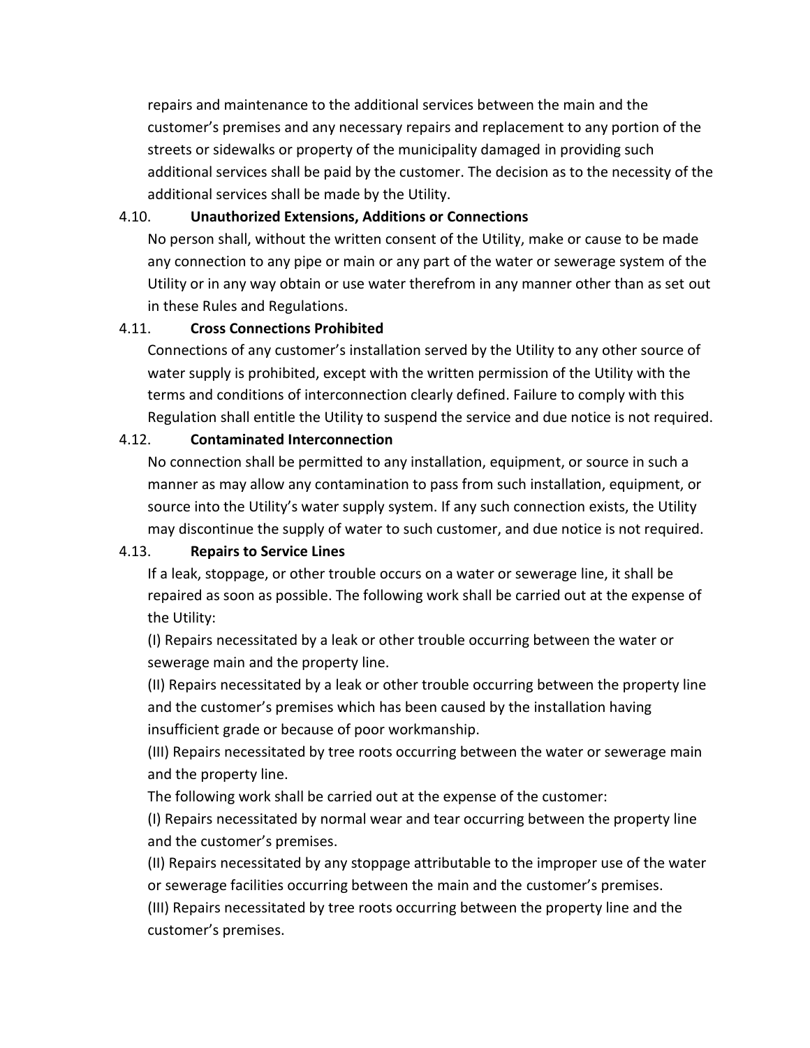repairs and maintenance to the additional services between the main and the customer's premises and any necessary repairs and replacement to any portion of the streets or sidewalks or property of the municipality damaged in providing such additional services shall be paid by the customer. The decision as to the necessity of the additional services shall be made by the Utility.

### 4.10. Unauthorized Extensions, Additions or Connections

No person shall, without the written consent of the Utility, make or cause to be made any connection to any pipe or main or any part of the water or sewerage system of the Utility or in any way obtain or use water therefrom in any manner other than as set out in these Rules and Regulations.

### 4.11. Cross Connections Prohibited

Connections of any customer's installation served by the Utility to any other source of water supply is prohibited, except with the written permission of the Utility with the terms and conditions of interconnection clearly defined. Failure to comply with this Regulation shall entitle the Utility to suspend the service and due notice is not required.

### 4.12. Contaminated Interconnection

No connection shall be permitted to any installation, equipment, or source in such a manner as may allow any contamination to pass from such installation, equipment, or source into the Utility's water supply system. If any such connection exists, the Utility may discontinue the supply of water to such customer, and due notice is not required.

### 4.13. Repairs to Service Lines

If a leak, stoppage, or other trouble occurs on a water or sewerage line, it shall be repaired as soon as possible. The following work shall be carried out at the expense of the Utility:

(I) Repairs necessitated by a leak or other trouble occurring between the water or sewerage main and the property line.

(II) Repairs necessitated by a leak or other trouble occurring between the property line and the customer's premises which has been caused by the installation having insufficient grade or because of poor workmanship.

(III) Repairs necessitated by tree roots occurring between the water or sewerage main and the property line.

The following work shall be carried out at the expense of the customer:

(I) Repairs necessitated by normal wear and tear occurring between the property line and the customer's premises.

(II) Repairs necessitated by any stoppage attributable to the improper use of the water or sewerage facilities occurring between the main and the customer's premises.

(III) Repairs necessitated by tree roots occurring between the property line and the customer's premises.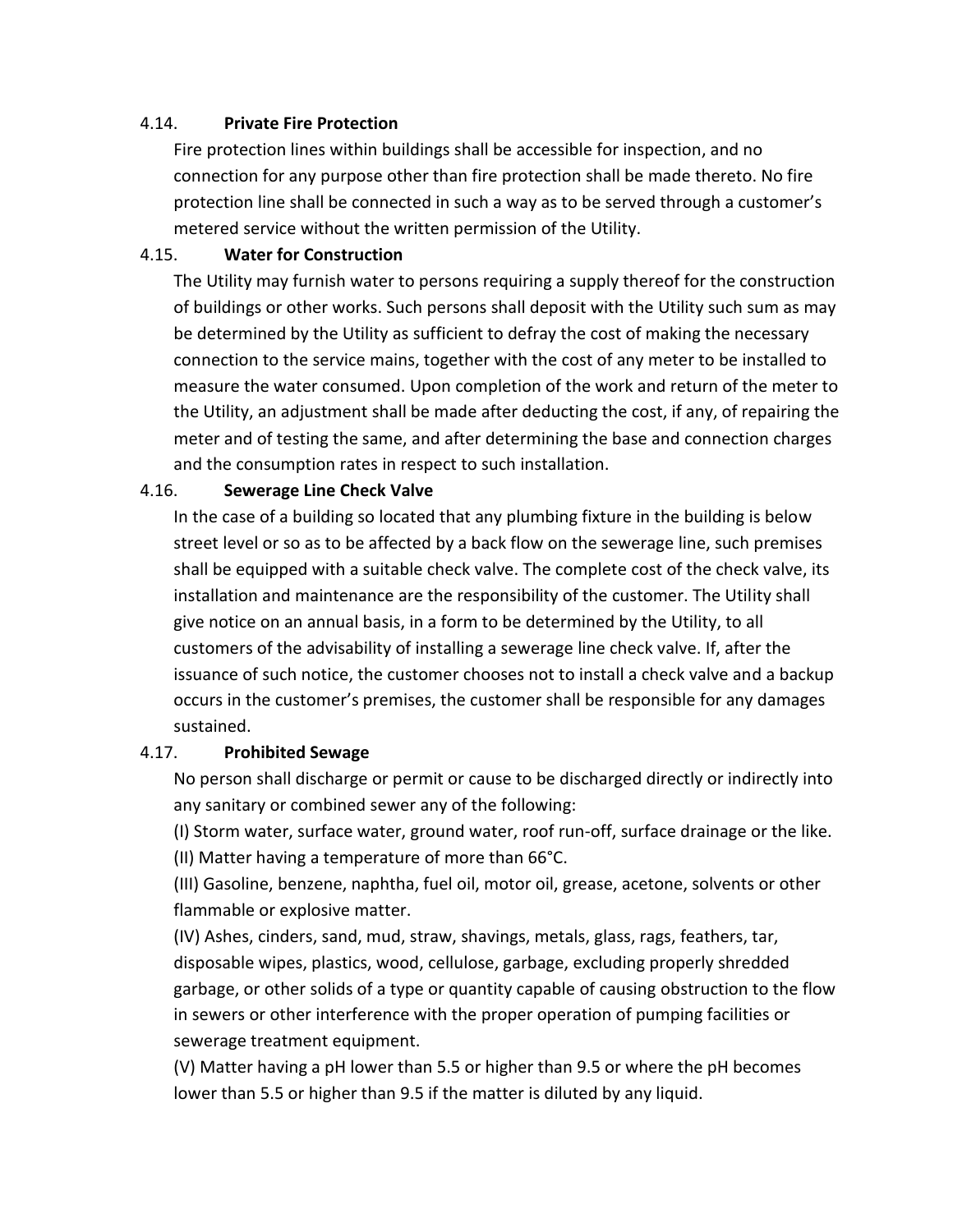### 4.14. **Private Fire Protection**

Fire protection lines within buildings shall be accessible for inspection, and no connection for any purpose other than fire protection shall be made thereto. No fire protection line shall be connected in such a way as to be served through a customer's metered service without the written permission of the Utility.

### 4.15. **Water for Construction**

The Utility may furnish water to persons requiring a supply thereof for the construction of buildings or other works. Such persons shall deposit with the Utility such sum as may be determined by the Utility as sufficient to defray the cost of making the necessary connection to the service mains, together with the cost of any meter to be installed to measure the water consumed. Upon completion of the work and return of the meter to the Utility, an adjustment shall be made after deducting the cost, if any, of repairing the meter and of testing the same, and after determining the base and connection charges and the consumption rates in respect to such installation.

### 4.16. **Sewerage Line Check Valve**

In the case of a building so located that any plumbing fixture in the building is below street level or so as to be affected by a back flow on the sewerage line, such premises shall be equipped with a suitable check valve. The complete cost of the check valve, its installation and maintenance are the responsibility of the customer. The Utility shall give notice on an annual basis, in a form to be determined by the Utility, to all customers of the advisability of installing a sewerage line check valve. If, after the issuance of such notice, the customer chooses not to install a check valve and a backup occurs in the customer's premises, the customer shall be responsible for any damages sustained.

### 4.17. **Prohibited Sewage**

No person shall discharge or permit or cause to be discharged directly or indirectly into any sanitary or combined sewer any of the following:

(I) Storm water, surface water, ground water, roof run-off, surface drainage or the like.

(II) Matter having a temperature of more than 66°C.

(III) Gasoline, benzene, naphtha, fuel oil, motor oil, grease, acetone, solvents or other flammable or explosive matter.

(IV) Ashes, cinders, sand, mud, straw, shavings, metals, glass, rags, feathers, tar, disposable wipes, plastics, wood, cellulose, garbage, excluding properly shredded garbage, or other solids of a type or quantity capable of causing obstruction to the flow in sewers or other interference with the proper operation of pumping facilities or sewerage treatment equipment.

(V) Matter having a pH lower than 5.5 or higher than 9.5 or where the pH becomes lower than 5.5 or higher than 9.5 if the matter is diluted by any liquid.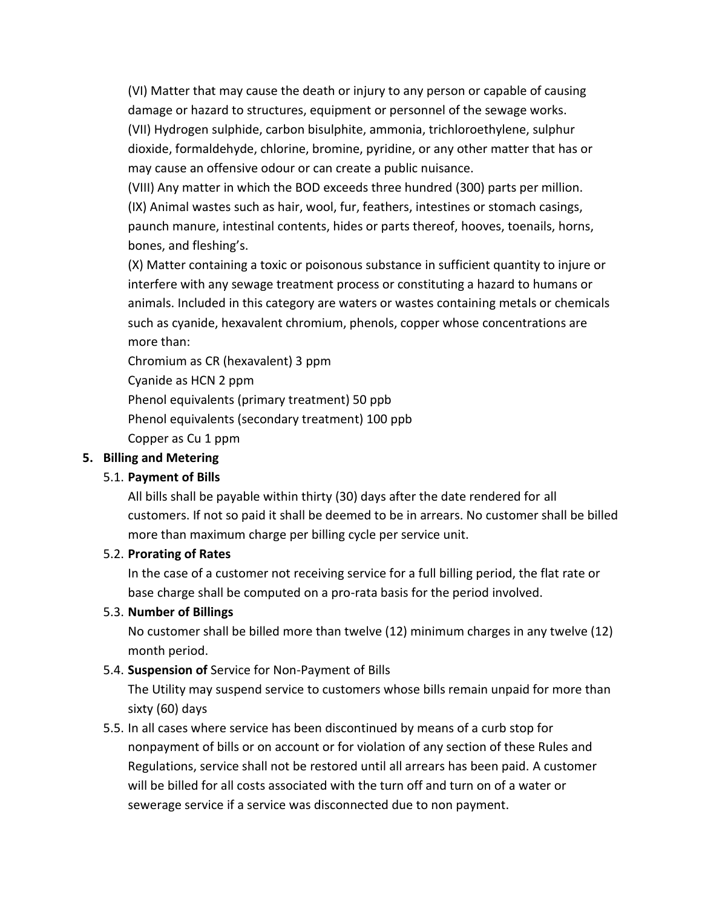(VI) Matter that may cause the death or injury to any person or capable of causing damage or hazard to structures, equipment or personnel of the sewage works.

(VII) Hydrogen sulphide, carbon bisulphite, ammonia, trichloroethylene, sulphur dioxide, formaldehyde, chlorine, bromine, pyridine, or any other matter that has or may cause an offensive odour or can create a public nuisance.

(VIII) Any matter in which the BOD exceeds three hundred (300) parts per million.

(IX) Animal wastes such as hair, wool, fur, feathers, intestines or stomach casings, paunch manure, intestinal contents, hides or parts thereof, hooves, toenails, horns, bones, and fleshing's.

(X) Matter containing a toxic or poisonous substance in sufficient quantity to injure or interfere with any sewage treatment process or constituting a hazard to humans or animals. Included in this category are waters or wastes containing metals or chemicals such as cyanide, hexavalent chromium, phenols, copper whose concentrations are more than:

Chromium as CR (hexavalent) 3 ppm

Cyanide as HCN 2 ppm

Phenol equivalents (primary treatment) 50 ppb

Phenol equivalents (secondary treatment) 100 ppb

Copper as Cu 1 ppm

## 5. Billing and Metering

### 5.1. Payment of Bills

All bills shall be payable within thirty (30) days after the date rendered for all customers. If not so paid it shall be deemed to be in arrears. No customer shall be billed more than maximum charge per billing cycle per service unit.

### 5.2. Prorating of Rates

In the case of a customer not receiving service for a full billing period, the flat rate or base charge shall be computed on a pro-rata basis for the period involved.

### 5.3. Number of Billings

No customer shall be billed more than twelve (12) minimum charges in any twelve (12) month period.

### 5.4. **Suspension of** Service for Non-Payment of Bills

The Utility may suspend service to customers whose bills remain unpaid for more than sixty (60) days

5.5. In all cases where service has been discontinued by means of a curb stop for nonpayment of bills or on account or for violation of any section of these Rules and Regulations, service shall not be restored until all arrears has been paid. A customer will be billed for all costs associated with the turn off and turn on of a water or sewerage service if a service was disconnected due to non payment.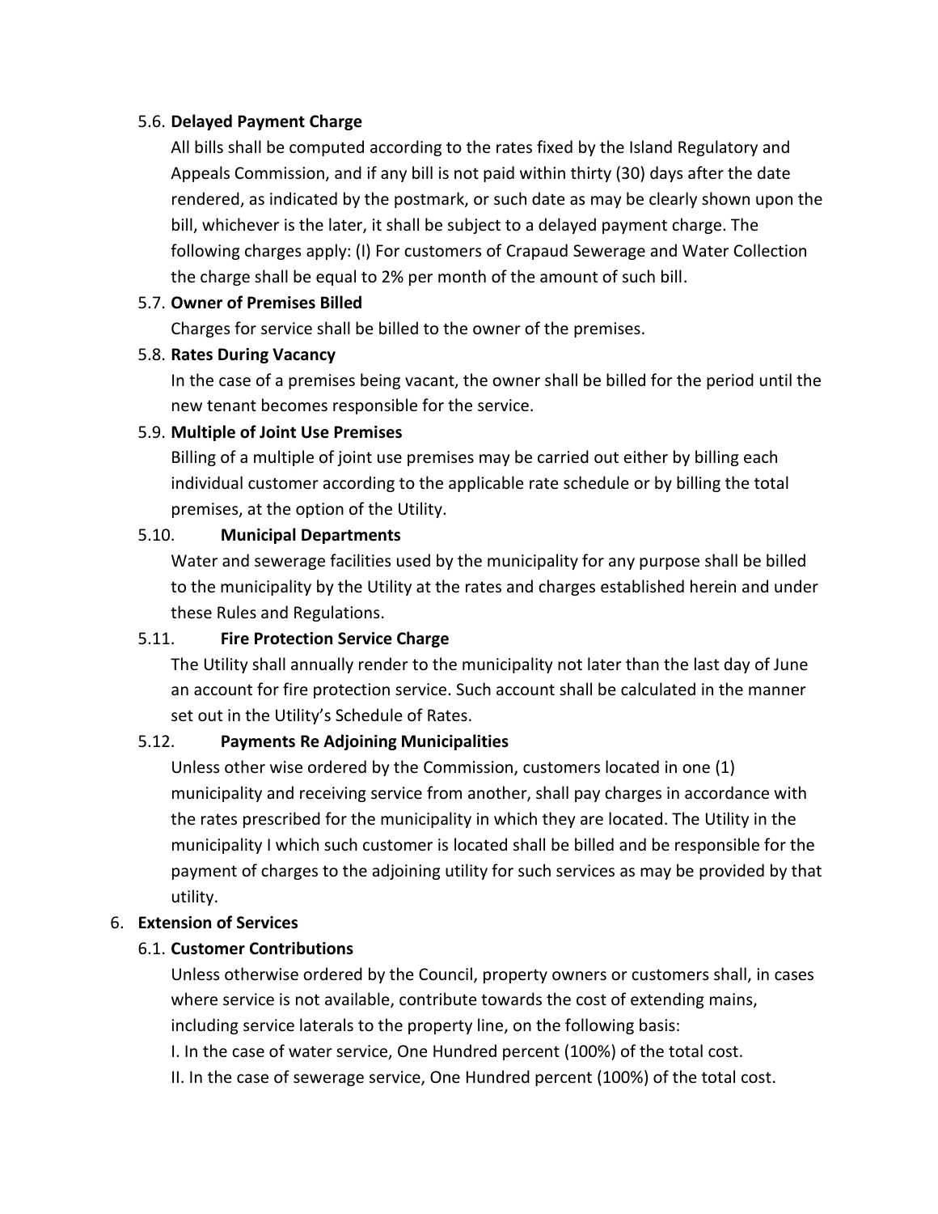5.6. **Delayed Payment Charge**

All bills shall be computed according to the rates fixed by the Island Regulatory and Appeals Commission, and if any bill is not paid within thirty (30) days after the date rendered, as indicated by the postmark, or such date as may be clearly shown upon the bill, whichever is the later, it shall be subject to a delayed payment charge. The following charges apply: (I) For customers of Crapaud Sewerage and Water Collection the charge shall be equal to 2% per month of the amount of such bill.

5.7. **Owner of Premises Billed**

Charges for service shall be billed to the owner of the premises.

5.8. **Rates During Vacancy**

In the case of a premises being vacant, the owner shall be billed for the period until the new tenant becomes responsible for the service.

5.9. **Multiple of Joint Use Premises**

Billing of a multiple of joint use premises may be carried out either by billing each individual customer according to the applicable rate schedule or by billing the total premises, at the option of the Utility.

5.10. **Municipal Departments**

Water and sewerage facilities used by the municipality for any purpose shall be billed to the municipality by the Utility at the rates and charges established herein and under these Rules and Regulations.

5.11. **Fire Protection Service Charge**

The Utility shall annually render to the municipality not later than the last day of June an account for fire protection service. Such account shall be calculated in the manner set out in the Utility's Schedule of Rates.

5.12. **Payments Re Adjoining Municipalities**

Unless other wise ordered by the Commission, customers located in one (1) municipality and receiving service from another, shall pay charges in accordance with the rates prescribed for the municipality in which they are located. The Utility in the municipality I which such customer is located shall be billed and be responsible for the payment of charges to the adjoining utility for such services as may be provided by that utility.

6. **Extension of Services**

6.1. **Customer Contributions**

Unless otherwise ordered by the Council, property owners or customers shall, in cases where service is not available, contribute towards the cost of extending mains, including service laterals to the property line, on the following basis:

I. In the case of water service, One Hundred percent (100%) of the total cost.

II. In the case of sewerage service, One Hundred percent (100%) of the total cost.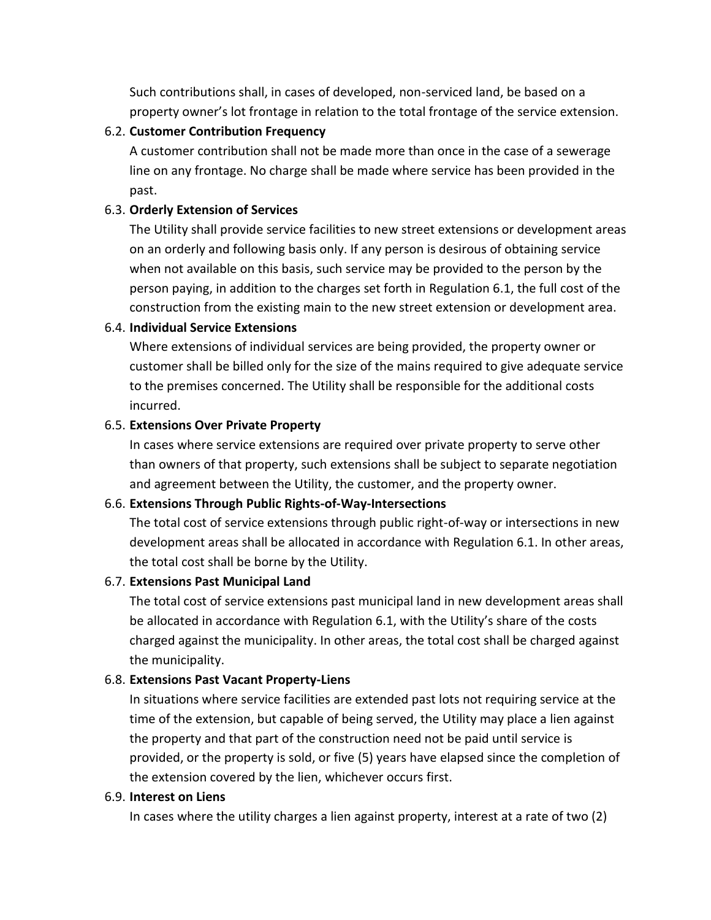Such contributions shall, in cases of developed, non-serviced land, be based on a property owner's lot frontage in relation to the total frontage of the service extension.

6.2. **Customer Contribution Frequency**

A customer contribution shall not be made more than once in the case of a sewerage line on any frontage. No charge shall be made where service has been provided in the past.

6.3. **Orderly Extension of Services**

The Utility shall provide service facilities to new street extensions or development areas on an orderly and following basis only. If any person is desirous of obtaining service when not available on this basis, such service may be provided to the person by the person paying, in addition to the charges set forth in Regulation 6.1, the full cost of the construction from the existing main to the new street extension or development area.

6.4. **Individual Service Extensions**

Where extensions of individual services are being provided, the property owner or customer shall be billed only for the size of the mains required to give adequate service to the premises concerned. The Utility shall be responsible for the additional costs incurred.

6.5. **Extensions Over Private Property**

In cases where service extensions are required over private property to serve other than owners of that property, such extensions shall be subject to separate negotiation and agreement between the Utility, the customer, and the property owner.

6.6. **Extensions Through Public Rights-of-Way-Intersections**

The total cost of service extensions through public right-of-way or intersections in new development areas shall be allocated in accordance with Regulation 6.1. In other areas, the total cost shall be borne by the Utility.

6.7. **Extensions Past Municipal Land**

The total cost of service extensions past municipal land in new development areas shall be allocated in accordance with Regulation 6.1, with the Utility's share of the costs charged against the municipality. In other areas, the total cost shall be charged against the municipality.

6.8. **Extensions Past Vacant Property-Liens**

In situations where service facilities are extended past lots not requiring service at the time of the extension, but capable of being served, the Utility may place a lien against the property and that part of the construction need not be paid until service is provided, or the property is sold, or five (5) years have elapsed since the completion of the extension covered by the lien, whichever occurs first.

6.9. **Interest on Liens**

In cases where the utility charges a lien against property, interest at a rate of two (2)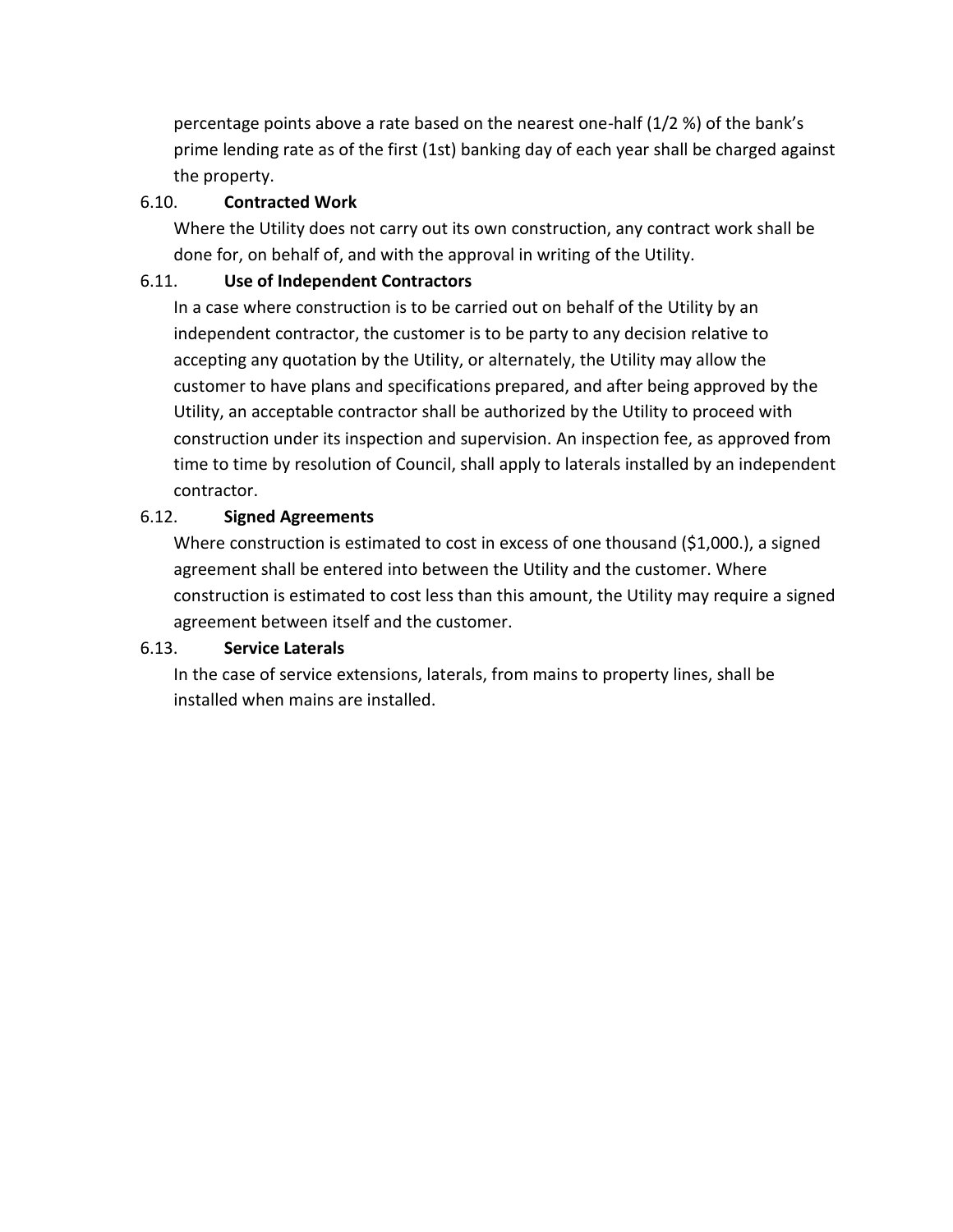percentage points above a rate based on the nearest one-half (1/2 %) of the bank's prime lending rate as of the first (1st) banking day of each year shall be charged against the property.

6.10. **Contracted Work**

Where the Utility does not carry out its own construction, any contract work shall be done for, on behalf of, and with the approval in writing of the Utility.

6.11. **Use of Independent Contractors**

In a case where construction is to be carried out on behalf of the Utility by an independent contractor, the customer is to be party to any decision relative to accepting any quotation by the Utility, or alternately, the Utility may allow the customer to have plans and specifications prepared, and after being approved by the Utility, an acceptable contractor shall be authorized by the Utility to proceed with construction under its inspection and supervision. An inspection fee, as approved from time to time by resolution of Council, shall apply to laterals installed by an independent contractor.

6.12. **Signed Agreements**

Where construction is estimated to cost in excess of one thousand ($1,000.), a signed agreement shall be entered into between the Utility and the customer. Where construction is estimated to cost less than this amount, the Utility may require a signed agreement between itself and the customer.

6.13. **Service Laterals**

In the case of service extensions, laterals, from mains to property lines, shall be installed when mains are installed.